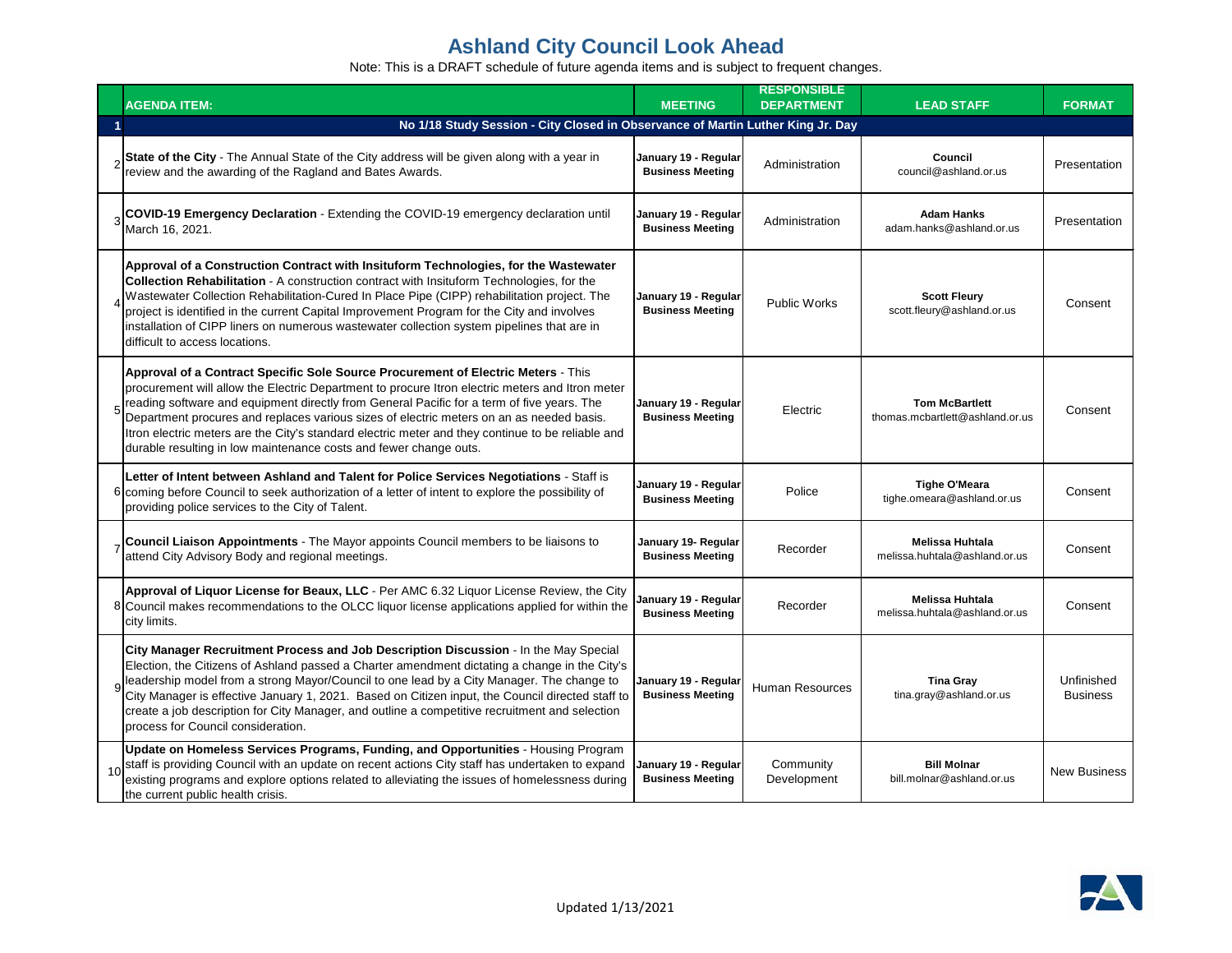# Ashland City Council Look Ahead

Note: This is a DRAFT schedule of future agenda items and is subject to frequent changes.

| | AGENDA ITEM: | MEETING | RESPONSIBLE DEPARTMENT | LEAD STAFF | FORMAT |
|---|---|---|---|---|---|
| 1 | **No 1/18 Study Session - City Closed in Observance of Martin Luther King Jr. Day** | | | | |
| 2 | **State of the City** - The Annual State of the City address will be given along with a year in review and the awarding of the Ragland and Bates Awards. | **January 19 - Regular Business Meeting** | Administration | **Council** council@ashland.or.us | Presentation |
| 3 | **COVID-19 Emergency Declaration** - Extending the COVID-19 emergency declaration until March 16, 2021. | **January 19 - Regular Business Meeting** | Administration | **Adam Hanks** adam.hanks@ashland.or.us | Presentation |
| 4 | **Approval of a Construction Contract with Insituform Technologies, for the Wastewater Collection Rehabilitation** - A construction contract with Insituform Technologies, for the Wastewater Collection Rehabilitation-Cured In Place Pipe (CIPP) rehabilitation project. The project is identified in the current Capital Improvement Program for the City and involves installation of CIPP liners on numerous wastewater collection system pipelines that are in difficult to access locations. | **January 19 - Regular Business Meeting** | Public Works | **Scott Fleury** scott.fleury@ashland.or.us | Consent |
| 5 | **Approval of a Contract Specific Sole Source Procurement of Electric Meters** - This procurement will allow the Electric Department to procure Itron electric meters and Itron meter reading software and equipment directly from General Pacific for a term of five years. The Department procures and replaces various sizes of electric meters on an as needed basis. Itron electric meters are the City's standard electric meter and they continue to be reliable and durable resulting in low maintenance costs and fewer change outs. | **January 19 - Regular Business Meeting** | Electric | **Tom McBartlett** thomas.mcbartlett@ashland.or.us | Consent |
| 6 | **Letter of Intent between Ashland and Talent for Police Services Negotiations** - Staff is coming before Council to seek authorization of a letter of intent to explore the possibility of providing police services to the City of Talent. | **January 19 - Regular Business Meeting** | Police | **Tighe O'Meara** tighe.omeara@ashland.or.us | Consent |
| 7 | **Council Liaison Appointments** - The Mayor appoints Council members to be liaisons to attend City Advisory Body and regional meetings. | **January 19- Regular Business Meeting** | Recorder | **Melissa Huhtala** melissa.huhtala@ashland.or.us | Consent |
| 8 | **Approval of Liquor License for Beaux, LLC** - Per AMC 6.32 Liquor License Review, the City Council makes recommendations to the OLCC liquor license applications applied for within the city limits. | **January 19 - Regular Business Meeting** | Recorder | **Melissa Huhtala** melissa.huhtala@ashland.or.us | Consent |
| 9 | **City Manager Recruitment Process and Job Description Discussion** - In the May Special Election, the Citizens of Ashland passed a Charter amendment dictating a change in the City's leadership model from a strong Mayor/Council to one lead by a City Manager. The change to City Manager is effective January 1, 2021. Based on Citizen input, the Council directed staff to create a job description for City Manager, and outline a competitive recruitment and selection process for Council consideration. | **January 19 - Regular Business Meeting** | Human Resources | **Tina Gray** tina.gray@ashland.or.us | Unfinished Business |
| 10 | **Update on Homeless Services Programs, Funding, and Opportunities** - Housing Program staff is providing Council with an update on recent actions City staff has undertaken to expand existing programs and explore options related to alleviating the issues of homelessness during the current public health crisis. | **January 19 - Regular Business Meeting** | Community Development | **Bill Molnar** bill.molnar@ashland.or.us | New Business |

Updated 1/13/2021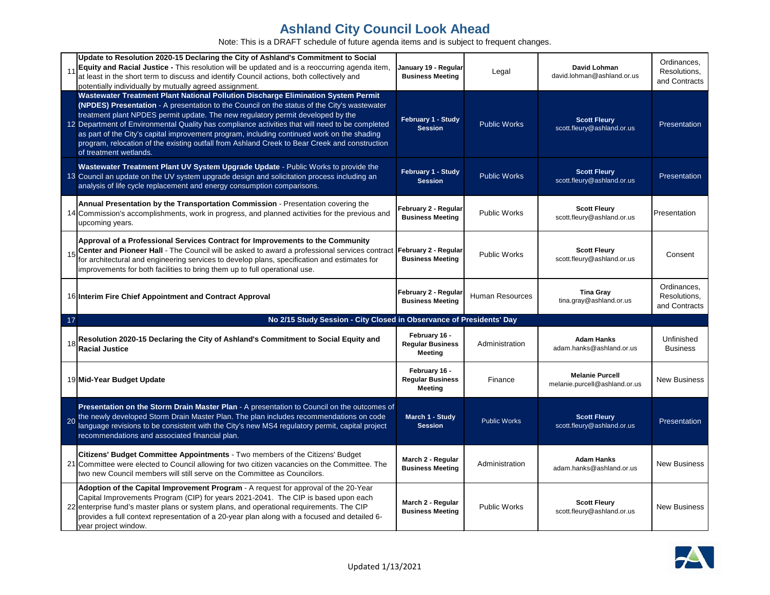# Ashland City Council Look Ahead

Note: This is a DRAFT schedule of future agenda items and is subject to frequent changes.

| # | Item | Date | Department | Contact | Type |
|---|---|---|---|---|---|
| 11 | **Update to Resolution 2020-15 Declaring the City of Ashland's Commitment to Social Equity and Racial Justice -** This resolution will be updated and is a reoccurring agenda item, at least in the short term to discuss and identify Council actions, both collectively and potentially individually by mutually agreed assignment. | **January 19 - Regular Business Meeting** | Legal | **David Lohman** david.lohman@ashland.or.us | Ordinances, Resolutions, and Contracts |
| 12 | **Wastewater Treatment Plant National Pollution Discharge Elimination System Permit (NPDES) Presentation** - A presentation to the Council on the status of the City's wastewater treatment plant NPDES permit update. The new regulatory permit developed by the Department of Environmental Quality has compliance activities that will need to be completed as part of the City's capital improvement program, including continued work on the shading program, relocation of the existing outfall from Ashland Creek to Bear Creek and construction of treatment wetlands. | **February 1 - Study Session** | Public Works | **Scott Fleury** scott.fleury@ashland.or.us | Presentation |
| 13 | **Wastewater Treatment Plant UV System Upgrade Update** - Public Works to provide the Council an update on the UV system upgrade design and solicitation process including an analysis of life cycle replacement and energy consumption comparisons. | **February 1 - Study Session** | Public Works | **Scott Fleury** scott.fleury@ashland.or.us | Presentation |
| 14 | **Annual Presentation by the Transportation Commission** - Presentation covering the Commission's accomplishments, work in progress, and planned activities for the previous and upcoming years. | **February 2 - Regular Business Meeting** | Public Works | **Scott Fleury** scott.fleury@ashland.or.us | Presentation |
| 15 | **Approval of a Professional Services Contract for Improvements to the Community Center and Pioneer Hall** - The Council will be asked to award a professional services contract for architectural and engineering services to develop plans, specification and estimates for improvements for both facilities to bring them up to full operational use. | **February 2 - Regular Business Meeting** | Public Works | **Scott Fleury** scott.fleury@ashland.or.us | Consent |
| 16 | **Interim Fire Chief Appointment and Contract Approval** | **February 2 - Regular Business Meeting** | Human Resources | **Tina Gray** tina.gray@ashland.or.us | Ordinances, Resolutions, and Contracts |
| 17 | **No 2/15 Study Session - City Closed in Observance of Presidents' Day** | | | | |
| 18 | **Resolution 2020-15 Declaring the City of Ashland's Commitment to Social Equity and Racial Justice** | **February 16 - Regular Business Meeting** | Administration | **Adam Hanks** adam.hanks@ashland.or.us | Unfinished Business |
| 19 | **Mid-Year Budget Update** | **February 16 - Regular Business Meeting** | Finance | **Melanie Purcell** melanie.purcell@ashland.or.us | New Business |
| 20 | **Presentation on the Storm Drain Master Plan** - A presentation to Council on the outcomes of the newly developed Storm Drain Master Plan. The plan includes recommendations on code language revisions to be consistent with the City's new MS4 regulatory permit, capital project recommendations and associated financial plan. | **March 1 - Study Session** | Public Works | **Scott Fleury** scott.fleury@ashland.or.us | Presentation |
| 21 | **Citizens' Budget Committee Appointments** - Two members of the Citizens' Budget Committee were elected to Council allowing for two citizen vacancies on the Committee. The two new Council members will still serve on the Committee as Councilors. | **March 2 - Regular Business Meeting** | Administration | **Adam Hanks** adam.hanks@ashland.or.us | New Business |
| 22 | **Adoption of the Capital Improvement Program** - A request for approval of the 20-Year Capital Improvements Program (CIP) for years 2021-2041. The CIP is based upon each enterprise fund's master plans or system plans, and operational requirements. The CIP provides a full context representation of a 20-year plan along with a focused and detailed 6-year project window. | **March 2 - Regular Business Meeting** | Public Works | **Scott Fleury** scott.fleury@ashland.or.us | New Business |

Updated 1/13/2021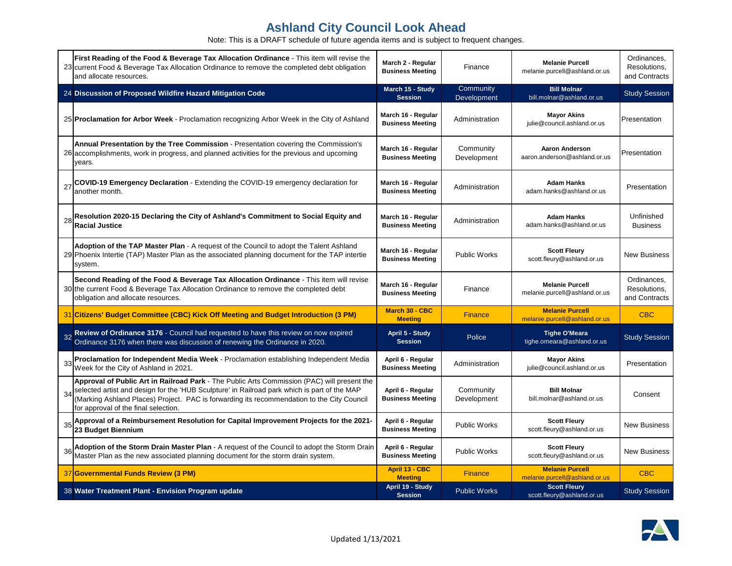# Ashland City Council Look Ahead

Note: This is a DRAFT schedule of future agenda items and is subject to frequent changes.

| # | Item | Date | Department | Contact | Type |
|---|---|---|---|---|---|
| 23 | **First Reading of the Food & Beverage Tax Allocation Ordinance** - This item will revise the current Food & Beverage Tax Allocation Ordinance to remove the completed debt obligation and allocate resources. | **March 2 - Regular Business Meeting** | Finance | **Melanie Purcell** melanie.purcell@ashland.or.us | Ordinances, Resolutions, and Contracts |
| 24 | **Discussion of Proposed Wildfire Hazard Mitigation Code** | **March 15 - Study Session** | Community Development | **Bill Molnar** bill.molnar@ashland.or.us | Study Session |
| 25 | **Proclamation for Arbor Week** - Proclamation recognizing Arbor Week in the City of Ashland | **March 16 - Regular Business Meeting** | Administration | **Mayor Akins** julie@council.ashland.or.us | Presentation |
| 26 | **Annual Presentation by the Tree Commission** - Presentation covering the Commission's accomplishments, work in progress, and planned activities for the previous and upcoming years. | **March 16 - Regular Business Meeting** | Community Development | **Aaron Anderson** aaron.anderson@ashland.or.us | Presentation |
| 27 | **COVID-19 Emergency Declaration** - Extending the COVID-19 emergency declaration for another month. | **March 16 - Regular Business Meeting** | Administration | **Adam Hanks** adam.hanks@ashland.or.us | Presentation |
| 28 | **Resolution 2020-15 Declaring the City of Ashland's Commitment to Social Equity and Racial Justice** | **March 16 - Regular Business Meeting** | Administration | **Adam Hanks** adam.hanks@ashland.or.us | Unfinished Business |
| 29 | **Adoption of the TAP Master Plan** - A request of the Council to adopt the Talent Ashland Phoenix Intertie (TAP) Master Plan as the associated planning document for the TAP intertie system. | **March 16 - Regular Business Meeting** | Public Works | **Scott Fleury** scott.fleury@ashland.or.us | New Business |
| 30 | **Second Reading of the Food & Beverage Tax Allocation Ordinance** - This item will revise the current Food & Beverage Tax Allocation Ordinance to remove the completed debt obligation and allocate resources. | **March 16 - Regular Business Meeting** | Finance | **Melanie Purcell** melanie.purcell@ashland.or.us | Ordinances, Resolutions, and Contracts |
| 31 | **Citizens' Budget Committee (CBC) Kick Off Meeting and Budget Introduction (3 PM)** | **March 30 - CBC Meeting** | Finance | **Melanie Purcell** melanie.purcell@ashland.or.us | CBC |
| 32 | **Review of Ordinance 3176** - Council had requested to have this review on now expired Ordinance 3176 when there was discussion of renewing the Ordinance in 2020. | **April 5 - Study Session** | Police | **Tighe O'Meara** tighe.omeara@ashland.or.us | Study Session |
| 33 | **Proclamation for Independent Media Week** - Proclamation establishing Independent Media Week for the City of Ashland in 2021. | **April 6 - Regular Business Meeting** | Administration | **Mayor Akins** julie@council.ashland.or.us | Presentation |
| 34 | **Approval of Public Art in Railroad Park** - The Public Arts Commission (PAC) will present the selected artist and design for the 'HUB Sculpture' in Railroad park which is part of the MAP (Marking Ashland Places) Project. PAC is forwarding its recommendation to the City Council for approval of the final selection. | **April 6 - Regular Business Meeting** | Community Development | **Bill Molnar** bill.molnar@ashland.or.us | Consent |
| 35 | **Approval of a Reimbursement Resolution for Capital Improvement Projects for the 2021-23 Budget Biennium** | **April 6 - Regular Business Meeting** | Public Works | **Scott Fleury** scott.fleury@ashland.or.us | New Business |
| 36 | **Adoption of the Storm Drain Master Plan** - A request of the Council to adopt the Storm Drain Master Plan as the new associated planning document for the storm drain system. | **April 6 - Regular Business Meeting** | Public Works | **Scott Fleury** scott.fleury@ashland.or.us | New Business |
| 37 | **Governmental Funds Review (3 PM)** | **April 13 - CBC Meeting** | Finance | **Melanie Purcell** melanie.purcell@ashland.or.us | CBC |
| 38 | **Water Treatment Plant - Envision Program update** | **April 19 - Study Session** | Public Works | **Scott Fleury** scott.fleury@ashland.or.us | Study Session |

Updated 1/13/2021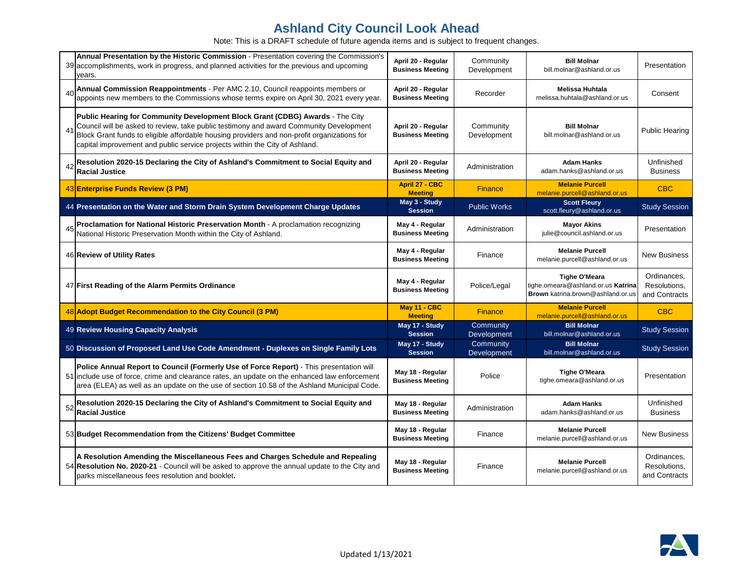# Ashland City Council Look Ahead

Note: This is a DRAFT schedule of future agenda items and is subject to frequent changes.

| # | Item | Meeting | Department | Contact | Type |
|---|---|---|---|---|---|
| 39 | **Annual Presentation by the Historic Commission** - Presentation covering the Commission's accomplishments, work in progress, and planned activities for the previous and upcoming years. | **April 20 - Regular Business Meeting** | Community Development | **Bill Molnar** bill.molnar@ashland.or.us | Presentation |
| 40 | **Annual Commission Reappointments** - Per AMC 2.10, Council reappoints members or appoints new members to the Commissions whose terms expire on April 30, 2021 every year. | **April 20 - Regular Business Meeting** | Recorder | **Melissa Huhtala** melissa.huhtala@ashland.or.us | Consent |
| 41 | **Public Hearing for Community Development Block Grant (CDBG) Awards** - The City Council will be asked to review, take public testimony and award Community Development Block Grant funds to eligible affordable housing providers and non-profit organizations for capital improvement and public service projects within the City of Ashland. | **April 20 - Regular Business Meeting** | Community Development | **Bill Molnar** bill.molnar@ashland.or.us | Public Hearing |
| 42 | **Resolution 2020-15 Declaring the City of Ashland's Commitment to Social Equity and Racial Justice** | **April 20 - Regular Business Meeting** | Administration | **Adam Hanks** adam.hanks@ashland.or.us | Unfinished Business |
| 43 | **Enterprise Funds Review (3 PM)** | **April 27 - CBC Meeting** | Finance | **Melanie Purcell** melanie.purcell@ashland.or.us | CBC |
| 44 | **Presentation on the Water and Storm Drain System Development Charge Updates** | **May 3 - Study Session** | Public Works | **Scott Fleury** scott.fleury@ashland.or.us | Study Session |
| 45 | **Proclamation for National Historic Preservation Month** - A proclamation recognizing National Historic Preservation Month within the City of Ashland. | **May 4 - Regular Business Meeting** | Administration | **Mayor Akins** julie@council.ashland.or.us | Presentation |
| 46 | **Review of Utility Rates** | **May 4 - Regular Business Meeting** | Finance | **Melanie Purcell** melanie.purcell@ashland.or.us | New Business |
| 47 | **First Reading of the Alarm Permits Ordinance** | **May 4 - Regular Business Meeting** | Police/Legal | **Tighe O'Meara** tighe.omeara@ashland.or.us **Katrina Brown** katrina.brown@ashland.or.us | Ordinances, Resolutions, and Contracts |
| 48 | **Adopt Budget Recommendation to the City Council (3 PM)** | **May 11 - CBC Meeting** | Finance | **Melanie Purcell** melanie.purcell@ashland.or.us | CBC |
| 49 | **Review Housing Capacity Analysis** | **May 17 - Study Session** | Community Development | **Bill Molnar** bill.molnar@ashland.or.us | Study Session |
| 50 | **Discussion of Proposed Land Use Code Amendment - Duplexes on Single Family Lots** | **May 17 - Study Session** | Community Development | **Bill Molnar** bill.molnar@ashland.or.us | Study Session |
| 51 | **Police Annual Report to Council (Formerly Use of Force Report)** - This presentation will include use of force, crime and clearance rates, an update on the enhanced law enforcement area (ELEA) as well as an update on the use of section 10.58 of the Ashland Municipal Code. | **May 18 - Regular Business Meeting** | Police | **Tighe O'Meara** tighe.omeara@ashland.or.us | Presentation |
| 52 | **Resolution 2020-15 Declaring the City of Ashland's Commitment to Social Equity and Racial Justice** | **May 18 - Regular Business Meeting** | Administration | **Adam Hanks** adam.hanks@ashland.or.us | Unfinished Business |
| 53 | **Budget Recommendation from the Citizens' Budget Committee** | **May 18 - Regular Business Meeting** | Finance | **Melanie Purcell** melanie.purcell@ashland.or.us | New Business |
| 54 | **A Resolution Amending the Miscellaneous Fees and Charges Schedule and Repealing Resolution No. 2020-21** - Council will be asked to approve the annual update to the City and parks miscellaneous fees resolution and booklet**.** | **May 18 - Regular Business Meeting** | Finance | **Melanie Purcell** melanie.purcell@ashland.or.us | Ordinances, Resolutions, and Contracts |

Updated 1/13/2021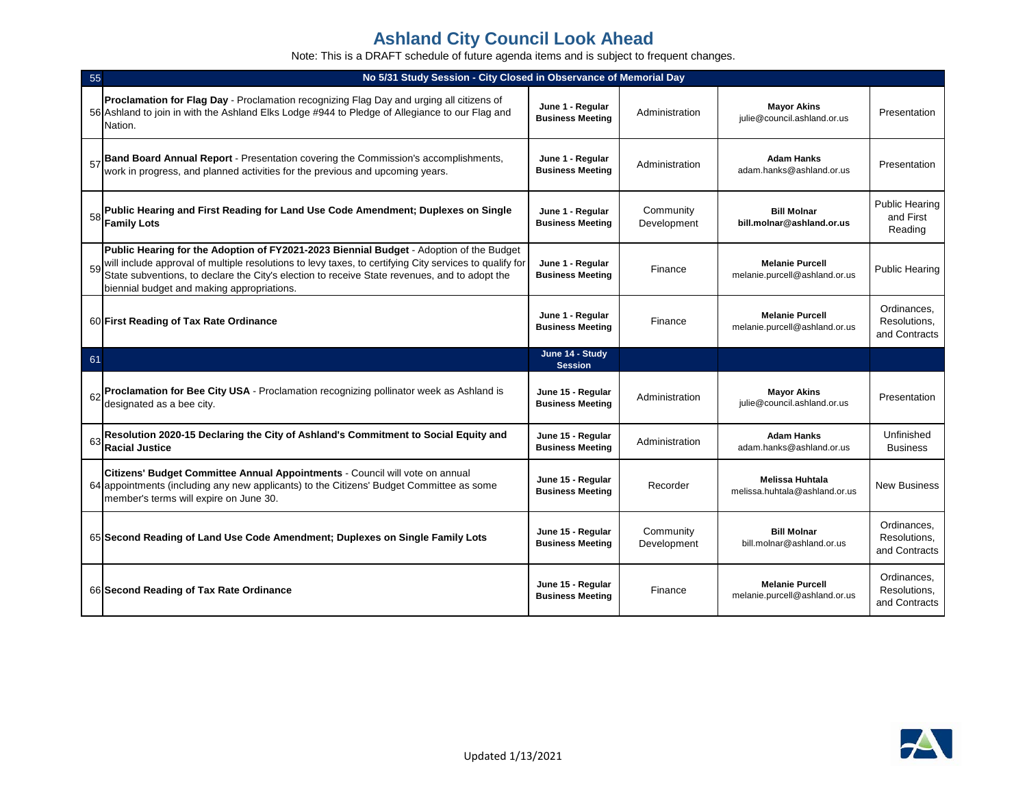# Ashland City Council Look Ahead

Note: This is a DRAFT schedule of future agenda items and is subject to frequent changes.

| | | | | | |
|---|---|---|---|---|---|
| 55 | **No 5/31 Study Session - City Closed in Observance of Memorial Day** | | | | |
| 56 | **Proclamation for Flag Day** - Proclamation recognizing Flag Day and urging all citizens of Ashland to join in with the Ashland Elks Lodge #944 to Pledge of Allegiance to our Flag and Nation. | **June 1 - Regular Business Meeting** | Administration | **Mayor Akins** julie@council.ashland.or.us | Presentation |
| 57 | **Band Board Annual Report** - Presentation covering the Commission's accomplishments, work in progress, and planned activities for the previous and upcoming years. | **June 1 - Regular Business Meeting** | Administration | **Adam Hanks** adam.hanks@ashland.or.us | Presentation |
| 58 | **Public Hearing and First Reading for Land Use Code Amendment; Duplexes on Single Family Lots** | **June 1 - Regular Business Meeting** | Community Development | **Bill Molnar** **bill.molnar@ashland.or.us** | Public Hearing and First Reading |
| 59 | **Public Hearing for the Adoption of FY2021-2023 Biennial Budget** - Adoption of the Budget will include approval of multiple resolutions to levy taxes, to certifying City services to qualify for State subventions, to declare the City's election to receive State revenues, and to adopt the biennial budget and making appropriations. | **June 1 - Regular Business Meeting** | Finance | **Melanie Purcell** melanie.purcell@ashland.or.us | Public Hearing |
| 60 | **First Reading of Tax Rate Ordinance** | **June 1 - Regular Business Meeting** | Finance | **Melanie Purcell** melanie.purcell@ashland.or.us | Ordinances, Resolutions, and Contracts |
| 61 | | **June 14 - Study Session** | | | |
| 62 | **Proclamation for Bee City USA** - Proclamation recognizing pollinator week as Ashland is designated as a bee city. | **June 15 - Regular Business Meeting** | Administration | **Mayor Akins** julie@council.ashland.or.us | Presentation |
| 63 | **Resolution 2020-15 Declaring the City of Ashland's Commitment to Social Equity and Racial Justice** | **June 15 - Regular Business Meeting** | Administration | **Adam Hanks** adam.hanks@ashland.or.us | Unfinished Business |
| 64 | **Citizens' Budget Committee Annual Appointments** - Council will vote on annual appointments (including any new applicants) to the Citizens' Budget Committee as some member's terms will expire on June 30. | **June 15 - Regular Business Meeting** | Recorder | **Melissa Huhtala** melissa.huhtala@ashland.or.us | New Business |
| 65 | **Second Reading of Land Use Code Amendment; Duplexes on Single Family Lots** | **June 15 - Regular Business Meeting** | Community Development | **Bill Molnar** bill.molnar@ashland.or.us | Ordinances, Resolutions, and Contracts |
| 66 | **Second Reading of Tax Rate Ordinance** | **June 15 - Regular Business Meeting** | Finance | **Melanie Purcell** melanie.purcell@ashland.or.us | Ordinances, Resolutions, and Contracts |

Updated 1/13/2021